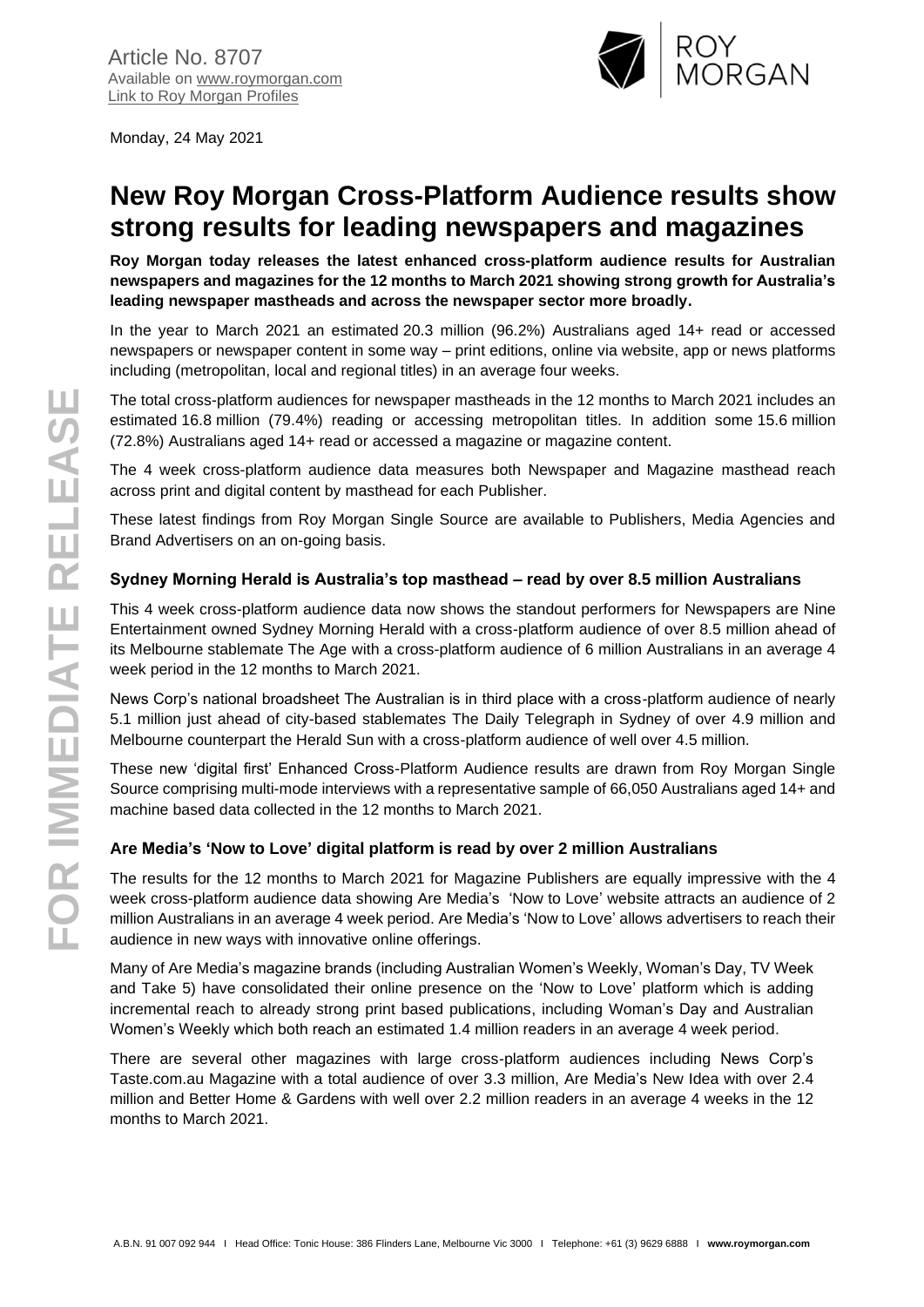Article No. 8707
Available on www.roymorgan.com
Link to Roy Morgan Profiles

Monday, 24 May 2021

# New Roy Morgan Cross-Platform Audience results show strong results for leading newspapers and magazines

**Roy Morgan today releases the latest enhanced cross-platform audience results for Australian newspapers and magazines for the 12 months to March 2021 showing strong growth for Australia's leading newspaper mastheads and across the newspaper sector more broadly.**

In the year to March 2021 an estimated 20.3 million (96.2%) Australians aged 14+ read or accessed newspapers or newspaper content in some way – print editions, online via website, app or news platforms including (metropolitan, local and regional titles) in an average four weeks.

The total cross-platform audiences for newspaper mastheads in the 12 months to March 2021 includes an estimated 16.8 million (79.4%) reading or accessing metropolitan titles. In addition some 15.6 million (72.8%) Australians aged 14+ read or accessed a magazine or magazine content.

The 4 week cross-platform audience data measures both Newspaper and Magazine masthead reach across print and digital content by masthead for each Publisher.

These latest findings from Roy Morgan Single Source are available to Publishers, Media Agencies and Brand Advertisers on an on-going basis.

### Sydney Morning Herald is Australia's top masthead – read by over 8.5 million Australians

This 4 week cross-platform audience data now shows the standout performers for Newspapers are Nine Entertainment owned Sydney Morning Herald with a cross-platform audience of over 8.5 million ahead of its Melbourne stablemate The Age with a cross-platform audience of 6 million Australians in an average 4 week period in the 12 months to March 2021.

News Corp's national broadsheet The Australian is in third place with a cross-platform audience of nearly 5.1 million just ahead of city-based stablemates The Daily Telegraph in Sydney of over 4.9 million and Melbourne counterpart the Herald Sun with a cross-platform audience of well over 4.5 million.

These new 'digital first' Enhanced Cross-Platform Audience results are drawn from Roy Morgan Single Source comprising multi-mode interviews with a representative sample of 66,050 Australians aged 14+ and machine based data collected in the 12 months to March 2021.

### Are Media's 'Now to Love' digital platform is read by over 2 million Australians

The results for the 12 months to March 2021 for Magazine Publishers are equally impressive with the 4 week cross-platform audience data showing Are Media's 'Now to Love' website attracts an audience of 2 million Australians in an average 4 week period. Are Media's 'Now to Love' allows advertisers to reach their audience in new ways with innovative online offerings.

Many of Are Media's magazine brands (including Australian Women's Weekly, Woman's Day, TV Week and Take 5) have consolidated their online presence on the 'Now to Love' platform which is adding incremental reach to already strong print based publications, including Woman's Day and Australian Women's Weekly which both reach an estimated 1.4 million readers in an average 4 week period.

There are several other magazines with large cross-platform audiences including News Corp's Taste.com.au Magazine with a total audience of over 3.3 million, Are Media's New Idea with over 2.4 million and Better Home & Gardens with well over 2.2 million readers in an average 4 weeks in the 12 months to March 2021.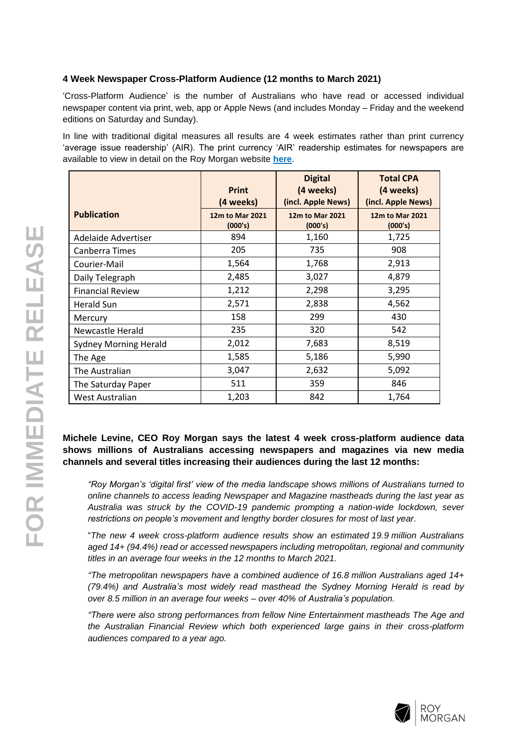### 4 Week Newspaper Cross-Platform Audience (12 months to March 2021)

'Cross-Platform Audience' is the number of Australians who have read or accessed individual newspaper content via print, web, app or Apple News (and includes Monday – Friday and the weekend editions on Saturday and Sunday).

In line with traditional digital measures all results are 4 week estimates rather than print currency 'average issue readership' (AIR). The print currency 'AIR' readership estimates for newspapers are available to view in detail on the Roy Morgan website **here**.

| Publication | Print (4 weeks) | Digital (4 weeks) (incl. Apple News) | Total CPA (4 weeks) (incl. Apple News) |
|---|---|---|---|
| | 12m to Mar 2021 (000's) | 12m to Mar 2021 (000's) | 12m to Mar 2021 (000's) |
| Adelaide Advertiser | 894 | 1,160 | 1,725 |
| Canberra Times | 205 | 735 | 908 |
| Courier-Mail | 1,564 | 1,768 | 2,913 |
| Daily Telegraph | 2,485 | 3,027 | 4,879 |
| Financial Review | 1,212 | 2,298 | 3,295 |
| Herald Sun | 2,571 | 2,838 | 4,562 |
| Mercury | 158 | 299 | 430 |
| Newcastle Herald | 235 | 320 | 542 |
| Sydney Morning Herald | 2,012 | 7,683 | 8,519 |
| The Age | 1,585 | 5,186 | 5,990 |
| The Australian | 3,047 | 2,632 | 5,092 |
| The Saturday Paper | 511 | 359 | 846 |
| West Australian | 1,203 | 842 | 1,764 |

**Michele Levine, CEO Roy Morgan says the latest 4 week cross-platform audience data shows millions of Australians accessing newspapers and magazines via new media channels and several titles increasing their audiences during the last 12 months:**

*"Roy Morgan's 'digital first' view of the media landscape shows millions of Australians turned to online channels to access leading Newspaper and Magazine mastheads during the last year as Australia was struck by the COVID-19 pandemic prompting a nation-wide lockdown, sever restrictions on people's movement and lengthy border closures for most of last year.*

*"The new 4 week cross-platform audience results show an estimated 19.9 million Australians aged 14+ (94.4%) read or accessed newspapers including metropolitan, regional and community titles in an average four weeks in the 12 months to March 2021.*

*"The metropolitan newspapers have a combined audience of 16.8 million Australians aged 14+ (79.4%) and Australia's most widely read masthead the Sydney Morning Herald is read by over 8.5 million in an average four weeks – over 40% of Australia's population.*

*"There were also strong performances from fellow Nine Entertainment mastheads The Age and the Australian Financial Review which both experienced large gains in their cross-platform audiences compared to a year ago.*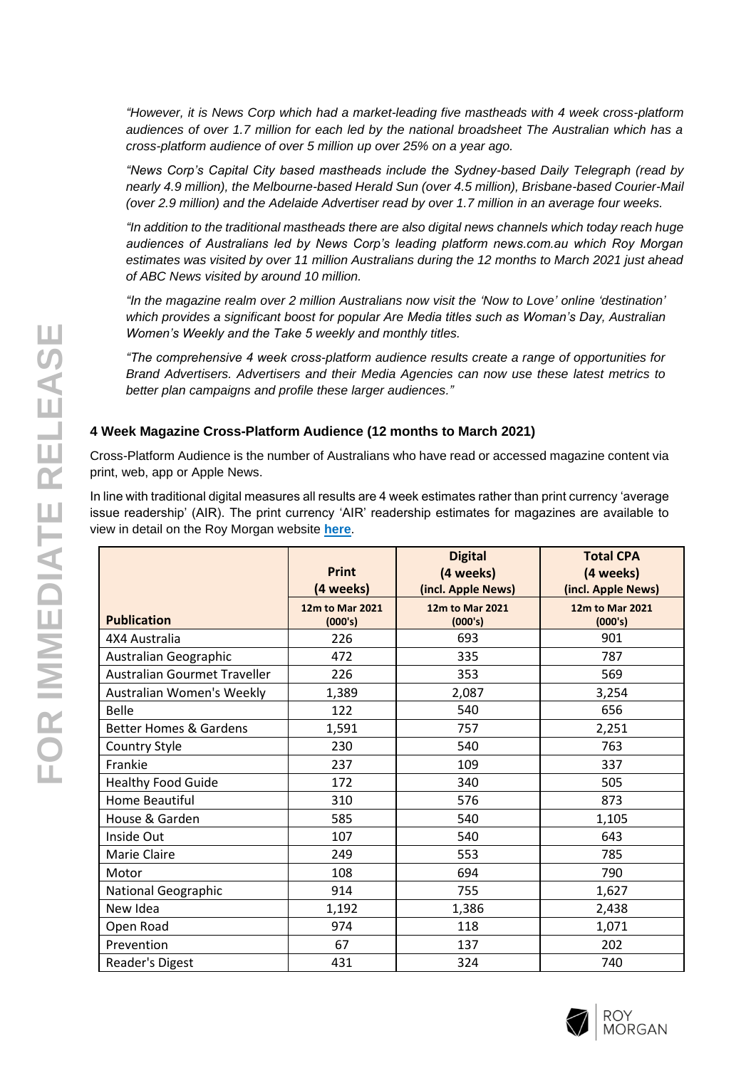*"However, it is News Corp which had a market-leading five mastheads with 4 week cross-platform audiences of over 1.7 million for each led by the national broadsheet The Australian which has a cross-platform audience of over 5 million up over 25% on a year ago.*

*"News Corp's Capital City based mastheads include the Sydney-based Daily Telegraph (read by nearly 4.9 million), the Melbourne-based Herald Sun (over 4.5 million), Brisbane-based Courier-Mail (over 2.9 million) and the Adelaide Advertiser read by over 1.7 million in an average four weeks.*

*"In addition to the traditional mastheads there are also digital news channels which today reach huge audiences of Australians led by News Corp's leading platform news.com.au which Roy Morgan estimates was visited by over 11 million Australians during the 12 months to March 2021 just ahead of ABC News visited by around 10 million.*

*"In the magazine realm over 2 million Australians now visit the 'Now to Love' online 'destination' which provides a significant boost for popular Are Media titles such as Woman's Day, Australian Women's Weekly and the Take 5 weekly and monthly titles.*

*"The comprehensive 4 week cross-platform audience results create a range of opportunities for Brand Advertisers. Advertisers and their Media Agencies can now use these latest metrics to better plan campaigns and profile these larger audiences."*

### 4 Week Magazine Cross-Platform Audience (12 months to March 2021)

Cross-Platform Audience is the number of Australians who have read or accessed magazine content via print, web, app or Apple News.

In line with traditional digital measures all results are 4 week estimates rather than print currency 'average issue readership' (AIR). The print currency 'AIR' readership estimates for magazines are available to view in detail on the Roy Morgan website **here**.

| Publication | Print (4 weeks) 12m to Mar 2021 (000's) | Digital (4 weeks) (incl. Apple News) 12m to Mar 2021 (000's) | Total CPA (4 weeks) (incl. Apple News) 12m to Mar 2021 (000's) |
|---|---|---|---|
| 4X4 Australia | 226 | 693 | 901 |
| Australian Geographic | 472 | 335 | 787 |
| Australian Gourmet Traveller | 226 | 353 | 569 |
| Australian Women's Weekly | 1,389 | 2,087 | 3,254 |
| Belle | 122 | 540 | 656 |
| Better Homes & Gardens | 1,591 | 757 | 2,251 |
| Country Style | 230 | 540 | 763 |
| Frankie | 237 | 109 | 337 |
| Healthy Food Guide | 172 | 340 | 505 |
| Home Beautiful | 310 | 576 | 873 |
| House & Garden | 585 | 540 | 1,105 |
| Inside Out | 107 | 540 | 643 |
| Marie Claire | 249 | 553 | 785 |
| Motor | 108 | 694 | 790 |
| National Geographic | 914 | 755 | 1,627 |
| New Idea | 1,192 | 1,386 | 2,438 |
| Open Road | 974 | 118 | 1,071 |
| Prevention | 67 | 137 | 202 |
| Reader's Digest | 431 | 324 | 740 |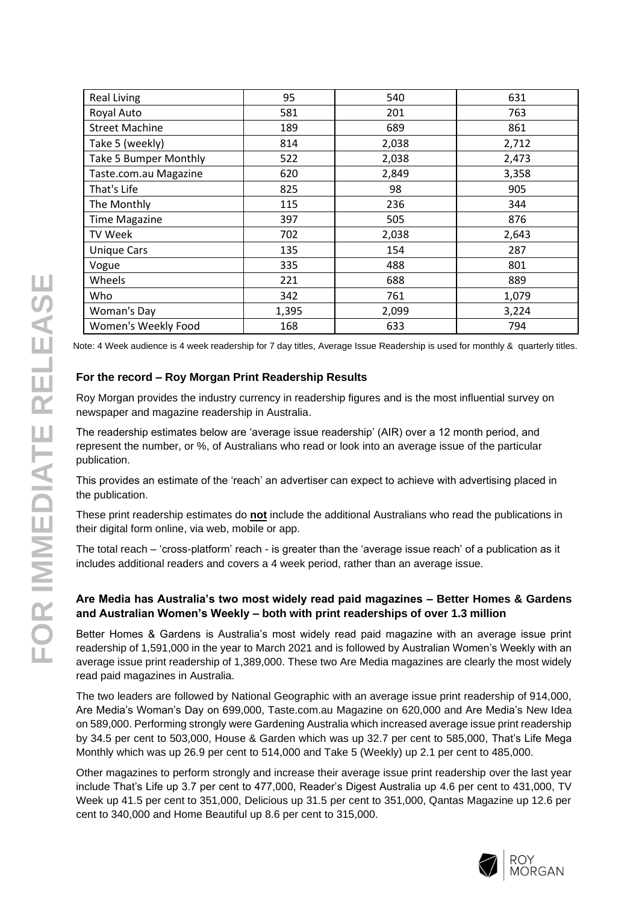| Real Living | 95 | 540 | 631 |
|---|---|---|---|
| Royal Auto | 581 | 201 | 763 |
| Street Machine | 189 | 689 | 861 |
| Take 5 (weekly) | 814 | 2,038 | 2,712 |
| Take 5 Bumper Monthly | 522 | 2,038 | 2,473 |
| Taste.com.au Magazine | 620 | 2,849 | 3,358 |
| That's Life | 825 | 98 | 905 |
| The Monthly | 115 | 236 | 344 |
| Time Magazine | 397 | 505 | 876 |
| TV Week | 702 | 2,038 | 2,643 |
| Unique Cars | 135 | 154 | 287 |
| Vogue | 335 | 488 | 801 |
| Wheels | 221 | 688 | 889 |
| Who | 342 | 761 | 1,079 |
| Woman's Day | 1,395 | 2,099 | 3,224 |
| Women's Weekly Food | 168 | 633 | 794 |

Note: 4 Week audience is 4 week readership for 7 day titles, Average Issue Readership is used for monthly & quarterly titles.

### For the record – Roy Morgan Print Readership Results

Roy Morgan provides the industry currency in readership figures and is the most influential survey on newspaper and magazine readership in Australia.

The readership estimates below are 'average issue readership' (AIR) over a 12 month period, and represent the number, or %, of Australians who read or look into an average issue of the particular publication.

This provides an estimate of the 'reach' an advertiser can expect to achieve with advertising placed in the publication.

These print readership estimates do **not** include the additional Australians who read the publications in their digital form online, via web, mobile or app.

The total reach – 'cross-platform' reach - is greater than the 'average issue reach' of a publication as it includes additional readers and covers a 4 week period, rather than an average issue.

### Are Media has Australia's two most widely read paid magazines – Better Homes & Gardens and Australian Women's Weekly – both with print readerships of over 1.3 million

Better Homes & Gardens is Australia's most widely read paid magazine with an average issue print readership of 1,591,000 in the year to March 2021 and is followed by Australian Women's Weekly with an average issue print readership of 1,389,000. These two Are Media magazines are clearly the most widely read paid magazines in Australia.

The two leaders are followed by National Geographic with an average issue print readership of 914,000, Are Media's Woman's Day on 699,000, Taste.com.au Magazine on 620,000 and Are Media's New Idea on 589,000. Performing strongly were Gardening Australia which increased average issue print readership by 34.5 per cent to 503,000, House & Garden which was up 32.7 per cent to 585,000, That's Life Mega Monthly which was up 26.9 per cent to 514,000 and Take 5 (Weekly) up 2.1 per cent to 485,000.

Other magazines to perform strongly and increase their average issue print readership over the last year include That's Life up 3.7 per cent to 477,000, Reader's Digest Australia up 4.6 per cent to 431,000, TV Week up 41.5 per cent to 351,000, Delicious up 31.5 per cent to 351,000, Qantas Magazine up 12.6 per cent to 340,000 and Home Beautiful up 8.6 per cent to 315,000.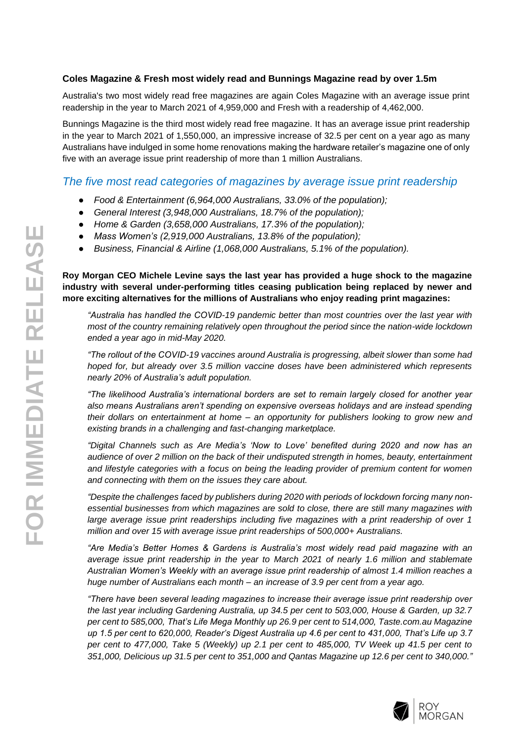**Coles Magazine & Fresh most widely read and Bunnings Magazine read by over 1.5m**

Australia's two most widely read free magazines are again Coles Magazine with an average issue print readership in the year to March 2021 of 4,959,000 and Fresh with a readership of 4,462,000.

Bunnings Magazine is the third most widely read free magazine. It has an average issue print readership in the year to March 2021 of 1,550,000, an impressive increase of 32.5 per cent on a year ago as many Australians have indulged in some home renovations making the hardware retailer's magazine one of only five with an average issue print readership of more than 1 million Australians.

## *The five most read categories of magazines by average issue print readership*

- *Food & Entertainment (6,964,000 Australians, 33.0% of the population);*
- *General Interest (3,948,000 Australians, 18.7% of the population);*
- *Home & Garden (3,658,000 Australians, 17.3% of the population);*
- *Mass Women's (2,919,000 Australians, 13.8% of the population);*
- *Business, Financial & Airline (1,068,000 Australians, 5.1% of the population).*

**Roy Morgan CEO Michele Levine says the last year has provided a huge shock to the magazine industry with several under-performing titles ceasing publication being replaced by newer and more exciting alternatives for the millions of Australians who enjoy reading print magazines:**

*"Australia has handled the COVID-19 pandemic better than most countries over the last year with most of the country remaining relatively open throughout the period since the nation-wide lockdown ended a year ago in mid-May 2020.*

*"The rollout of the COVID-19 vaccines around Australia is progressing, albeit slower than some had hoped for, but already over 3.5 million vaccine doses have been administered which represents nearly 20% of Australia's adult population.*

*"The likelihood Australia's international borders are set to remain largely closed for another year also means Australians aren't spending on expensive overseas holidays and are instead spending their dollars on entertainment at home – an opportunity for publishers looking to grow new and existing brands in a challenging and fast-changing marketplace.*

*"Digital Channels such as Are Media's 'Now to Love' benefited during 2020 and now has an audience of over 2 million on the back of their undisputed strength in homes, beauty, entertainment and lifestyle categories with a focus on being the leading provider of premium content for women and connecting with them on the issues they care about.*

*"Despite the challenges faced by publishers during 2020 with periods of lockdown forcing many non-essential businesses from which magazines are sold to close, there are still many magazines with large average issue print readerships including five magazines with a print readership of over 1 million and over 15 with average issue print readerships of 500,000+ Australians.*

*"Are Media's Better Homes & Gardens is Australia's most widely read paid magazine with an average issue print readership in the year to March 2021 of nearly 1.6 million and stablemate Australian Women's Weekly with an average issue print readership of almost 1.4 million reaches a huge number of Australians each month – an increase of 3.9 per cent from a year ago.*

*"There have been several leading magazines to increase their average issue print readership over the last year including Gardening Australia, up 34.5 per cent to 503,000, House & Garden, up 32.7 per cent to 585,000, That's Life Mega Monthly up 26.9 per cent to 514,000, Taste.com.au Magazine up 1.5 per cent to 620,000, Reader's Digest Australia up 4.6 per cent to 431,000, That's Life up 3.7 per cent to 477,000, Take 5 (Weekly) up 2.1 per cent to 485,000, TV Week up 41.5 per cent to 351,000, Delicious up 31.5 per cent to 351,000 and Qantas Magazine up 12.6 per cent to 340,000."*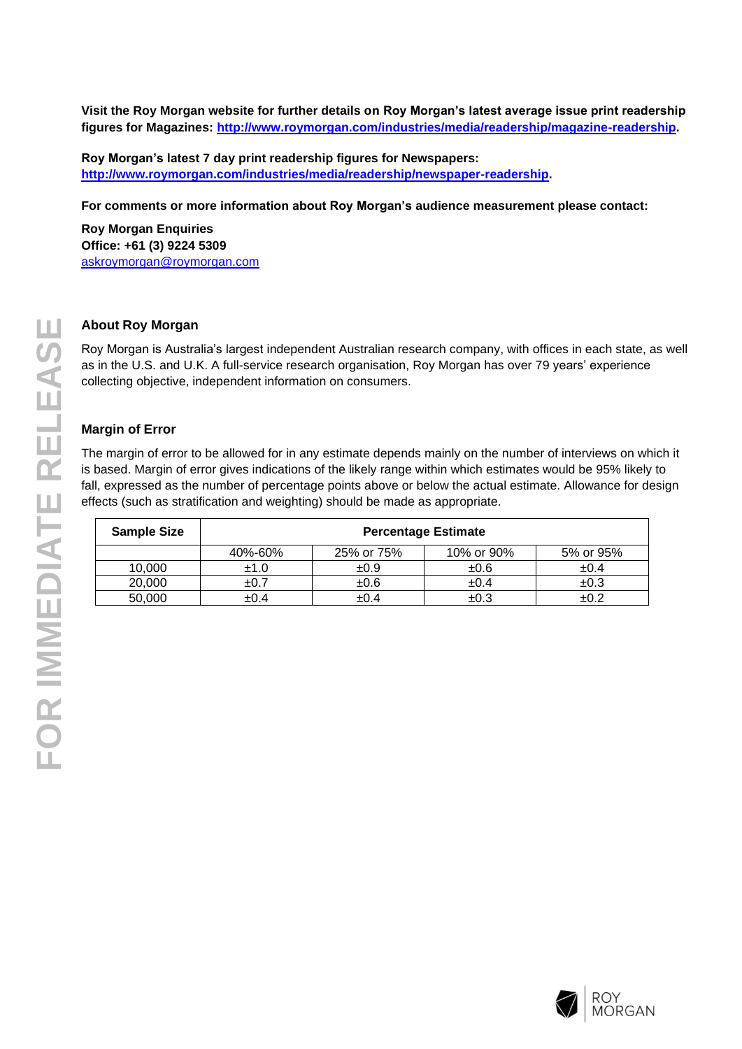**Visit the Roy Morgan website for further details on Roy Morgan's latest average issue print readership figures for Magazines: [http://www.roymorgan.com/industries/media/readership/magazine-readership](http://www.roymorgan.com/industries/media/readership/magazine-readership).**

**Roy Morgan's latest 7 day print readership figures for Newspapers: [http://www.roymorgan.com/industries/media/readership/newspaper-readership](http://www.roymorgan.com/industries/media/readership/newspaper-readership).**

**For comments or more information about Roy Morgan's audience measurement please contact:**

**Roy Morgan Enquiries**
**Office: +61 (3) 9224 5309**
[askroymorgan@roymorgan.com](mailto:askroymorgan@roymorgan.com)

### About Roy Morgan

Roy Morgan is Australia's largest independent Australian research company, with offices in each state, as well as in the U.S. and U.K. A full-service research organisation, Roy Morgan has over 79 years' experience collecting objective, independent information on consumers.

### Margin of Error

The margin of error to be allowed for in any estimate depends mainly on the number of interviews on which it is based. Margin of error gives indications of the likely range within which estimates would be 95% likely to fall, expressed as the number of percentage points above or below the actual estimate. Allowance for design effects (such as stratification and weighting) should be made as appropriate.

| Sample Size | Percentage Estimate | | | |
|---|---|---|---|---|
| | 40%-60% | 25% or 75% | 10% or 90% | 5% or 95% |
| 10,000 | ±1.0 | ±0.9 | ±0.6 | ±0.4 |
| 20,000 | ±0.7 | ±0.6 | ±0.4 | ±0.3 |
| 50,000 | ±0.4 | ±0.4 | ±0.3 | ±0.2 |